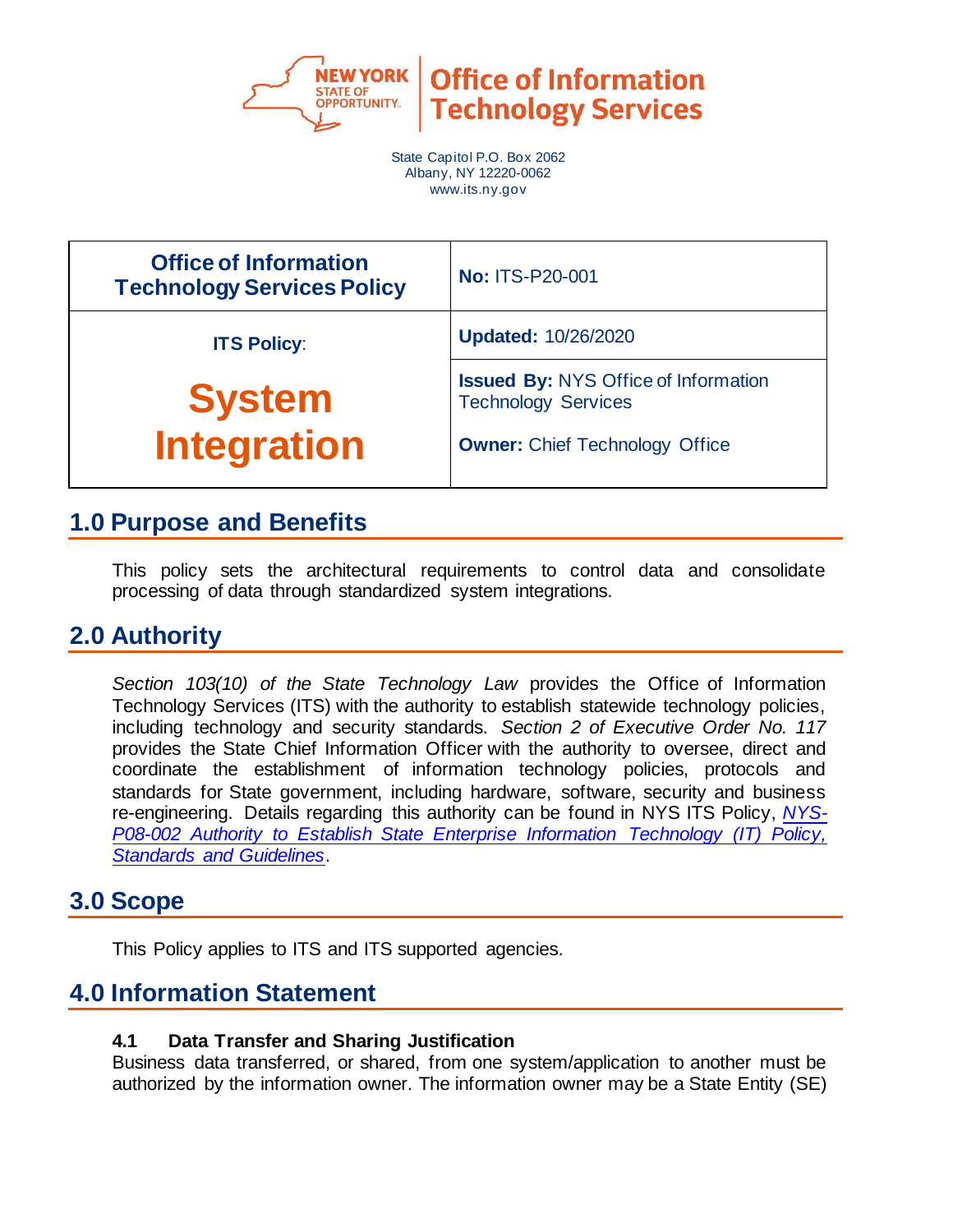**Office of Information Technology Services**

State Capitol P.O. Box 2062
Albany, NY 12220-0062
www.its.ny.gov

| Office of Information Technology Services Policy | No: ITS-P20-001 |
|---|---|
| ITS Policy: | Updated: 10/26/2020 |
| **System Integration** | **Issued By:** NYS Office of Information Technology Services<br><br>**Owner:** Chief Technology Office |

## 1.0 Purpose and Benefits

This policy sets the architectural requirements to control data and consolidate processing of data through standardized system integrations.

## 2.0 Authority

*Section 103(10) of the State Technology Law* provides the Office of Information Technology Services (ITS) with the authority to establish statewide technology policies, including technology and security standards. *Section 2 of Executive Order No. 117* provides the State Chief Information Officer with the authority to oversee, direct and coordinate the establishment of information technology policies, protocols and standards for State government, including hardware, software, security and business re-engineering. Details regarding this authority can be found in NYS ITS Policy, *NYS-P08-002 Authority to Establish State Enterprise Information Technology (IT) Policy, Standards and Guidelines*.

## 3.0 Scope

This Policy applies to ITS and ITS supported agencies.

## 4.0 Information Statement

### 4.1 Data Transfer and Sharing Justification

Business data transferred, or shared, from one system/application to another must be authorized by the information owner. The information owner may be a State Entity (SE)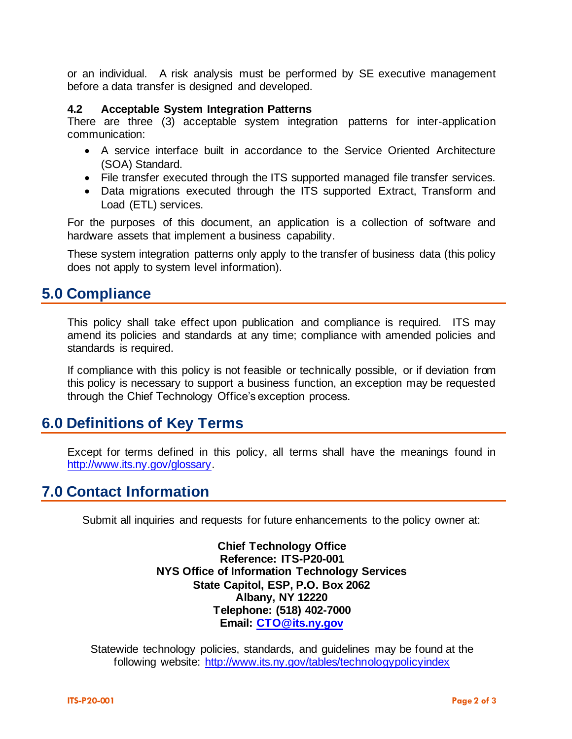or an individual. A risk analysis must be performed by SE executive management before a data transfer is designed and developed.

### 4.2 Acceptable System Integration Patterns

There are three (3) acceptable system integration patterns for inter-application communication:

- A service interface built in accordance to the Service Oriented Architecture (SOA) Standard.
- File transfer executed through the ITS supported managed file transfer services.
- Data migrations executed through the ITS supported Extract, Transform and Load (ETL) services.

For the purposes of this document, an application is a collection of software and hardware assets that implement a business capability.

These system integration patterns only apply to the transfer of business data (this policy does not apply to system level information).

## 5.0 Compliance

This policy shall take effect upon publication and compliance is required. ITS may amend its policies and standards at any time; compliance with amended policies and standards is required.

If compliance with this policy is not feasible or technically possible, or if deviation from this policy is necessary to support a business function, an exception may be requested through the Chief Technology Office's exception process.

## 6.0 Definitions of Key Terms

Except for terms defined in this policy, all terms shall have the meanings found in http://www.its.ny.gov/glossary.

## 7.0 Contact Information

Submit all inquiries and requests for future enhancements to the policy owner at:

**Chief Technology Office**
**Reference: ITS-P20-001**
**NYS Office of Information Technology Services**
**State Capitol, ESP, P.O. Box 2062**
**Albany, NY 12220**
**Telephone: (518) 402-7000**
**Email: CTO@its.ny.gov**

Statewide technology policies, standards, and guidelines may be found at the following website: http://www.its.ny.gov/tables/technologypolicyindex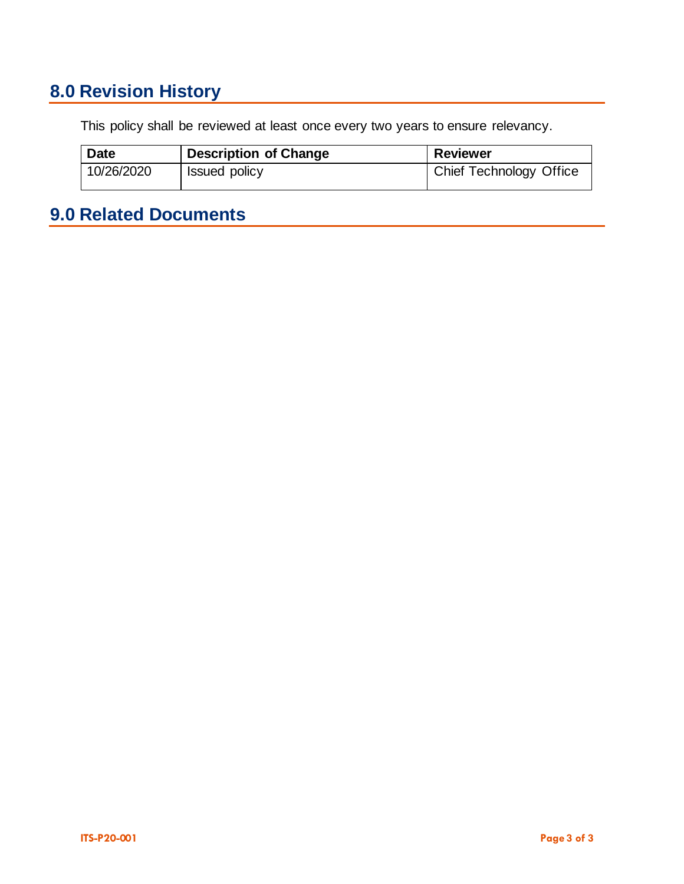## 8.0 Revision History

This policy shall be reviewed at least once every two years to ensure relevancy.

| Date | Description of Change | Reviewer |
|---|---|---|
| 10/26/2020 | Issued policy | Chief Technology Office |

## 9.0 Related Documents